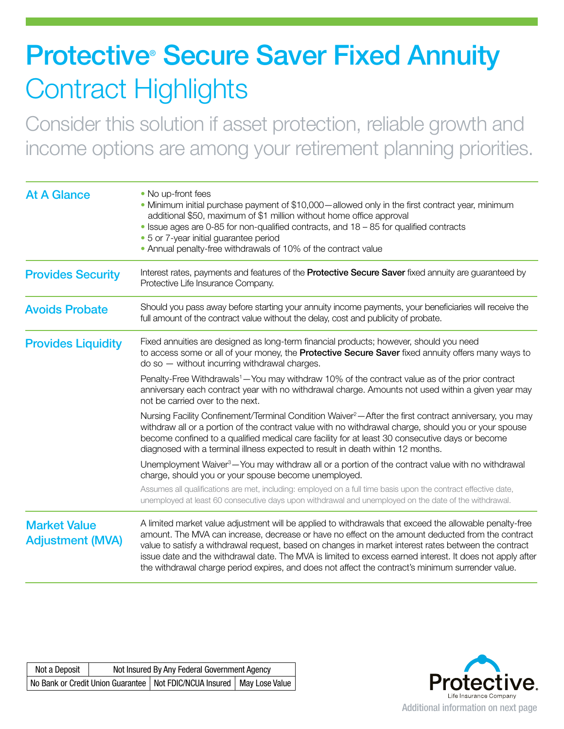# Protective® Secure Saver Fixed Annuity

## Contract Highlights

Consider this solution if asset protection, reliable growth and income options are among your retirement planning priorities.

### At A Glance

- No up-front fees
- Minimum initial purchase payment of $10,000—allowed only in the first contract year, minimum additional $50, maximum of $1 million without home office approval
- Issue ages are 0-85 for non-qualified contracts, and 18 – 85 for qualified contracts
- 5 or 7-year initial guarantee period
- Annual penalty-free withdrawals of 10% of the contract value

### Provides Security

Interest rates, payments and features of the **Protective Secure Saver** fixed annuity are guaranteed by Protective Life Insurance Company.

### Avoids Probate

Should you pass away before starting your annuity income payments, your beneficiaries will receive the full amount of the contract value without the delay, cost and publicity of probate.

### Provides Liquidity

Fixed annuities are designed as long-term financial products; however, should you need to access some or all of your money, the **Protective Secure Saver** fixed annuity offers many ways to do so — without incurring withdrawal charges.

Penalty-Free Withdrawals[1]—You may withdraw 10% of the contract value as of the prior contract anniversary each contract year with no withdrawal charge. Amounts not used within a given year may not be carried over to the next.

Nursing Facility Confinement/Terminal Condition Waiver[2]—After the first contract anniversary, you may withdraw all or a portion of the contract value with no withdrawal charge, should you or your spouse become confined to a qualified medical care facility for at least 30 consecutive days or become diagnosed with a terminal illness expected to result in death within 12 months.

Unemployment Waiver[3]—You may withdraw all or a portion of the contract value with no withdrawal charge, should you or your spouse become unemployed.

Assumes all qualifications are met, including: employed on a full time basis upon the contract effective date, unemployed at least 60 consecutive days upon withdrawal and unemployed on the date of the withdrawal.

### Market Value Adjustment (MVA)

A limited market value adjustment will be applied to withdrawals that exceed the allowable penalty-free amount. The MVA can increase, decrease or have no effect on the amount deducted from the contract value to satisfy a withdrawal request, based on changes in market interest rates between the contract issue date and the withdrawal date. The MVA is limited to excess earned interest. It does not apply after the withdrawal charge period expires, and does not affect the contract's minimum surrender value.

| Not a Deposit | Not Insured By Any Federal Government Agency | |
|---|---|---|
| No Bank or Credit Union Guarantee | Not FDIC/NCUA Insured | May Lose Value |

Protective. Life Insurance Company

Additional information on next page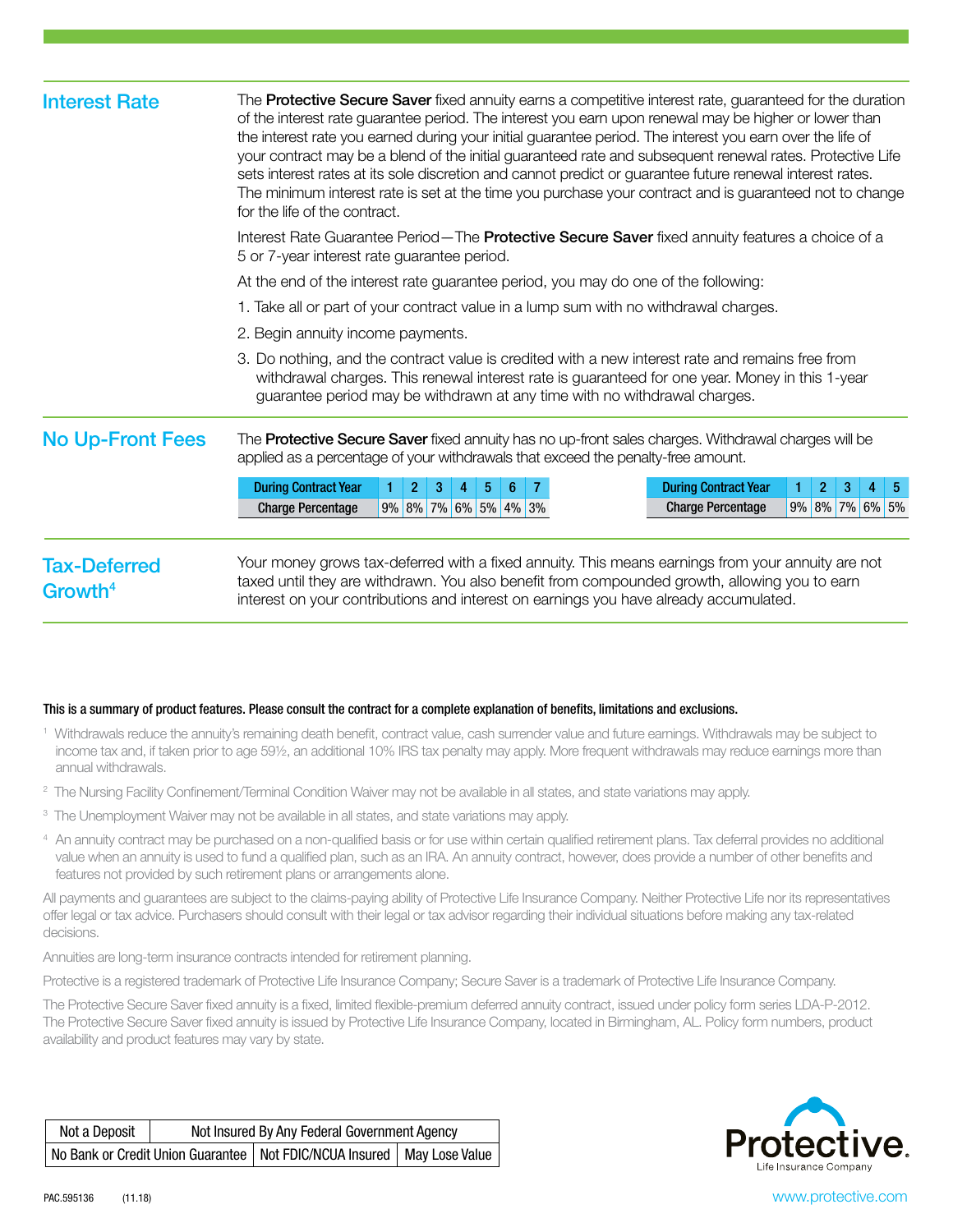## Interest Rate

The **Protective Secure Saver** fixed annuity earns a competitive interest rate, guaranteed for the duration of the interest rate guarantee period. The interest you earn upon renewal may be higher or lower than the interest rate you earned during your initial guarantee period. The interest you earn over the life of your contract may be a blend of the initial guaranteed rate and subsequent renewal rates. Protective Life sets interest rates at its sole discretion and cannot predict or guarantee future renewal interest rates. The minimum interest rate is set at the time you purchase your contract and is guaranteed not to change for the life of the contract.

Interest Rate Guarantee Period—The **Protective Secure Saver** fixed annuity features a choice of a 5 or 7-year interest rate guarantee period.

At the end of the interest rate guarantee period, you may do one of the following:

1. Take all or part of your contract value in a lump sum with no withdrawal charges.
2. Begin annuity income payments.
3. Do nothing, and the contract value is credited with a new interest rate and remains free from withdrawal charges. This renewal interest rate is guaranteed for one year. Money in this 1-year guarantee period may be withdrawn at any time with no withdrawal charges.

## No Up-Front Fees

The **Protective Secure Saver** fixed annuity has no up-front sales charges. Withdrawal charges will be applied as a percentage of your withdrawals that exceed the penalty-free amount.

| During Contract Year | 1 | 2 | 3 | 4 | 5 | 6 | 7 |
|---|---|---|---|---|---|---|---|
| Charge Percentage | 9% | 8% | 7% | 6% | 5% | 4% | 3% |

| During Contract Year | 1 | 2 | 3 | 4 | 5 |
|---|---|---|---|---|---|
| Charge Percentage | 9% | 8% | 7% | 6% | 5% |

## Tax-Deferred Growth[4]

Your money grows tax-deferred with a fixed annuity. This means earnings from your annuity are not taxed until they are withdrawn. You also benefit from compounded growth, allowing you to earn interest on your contributions and interest on earnings you have already accumulated.

**This is a summary of product features. Please consult the contract for a complete explanation of benefits, limitations and exclusions.**

[1] Withdrawals reduce the annuity's remaining death benefit, contract value, cash surrender value and future earnings. Withdrawals may be subject to income tax and, if taken prior to age 59½, an additional 10% IRS tax penalty may apply. More frequent withdrawals may reduce earnings more than annual withdrawals.

[2] The Nursing Facility Confinement/Terminal Condition Waiver may not be available in all states, and state variations may apply.

[3] The Unemployment Waiver may not be available in all states, and state variations may apply.

[4] An annuity contract may be purchased on a non-qualified basis or for use within certain qualified retirement plans. Tax deferral provides no additional value when an annuity is used to fund a qualified plan, such as an IRA. An annuity contract, however, does provide a number of other benefits and features not provided by such retirement plans or arrangements alone.

All payments and guarantees are subject to the claims-paying ability of Protective Life Insurance Company. Neither Protective Life nor its representatives offer legal or tax advice. Purchasers should consult with their legal or tax advisor regarding their individual situations before making any tax-related decisions.

Annuities are long-term insurance contracts intended for retirement planning.

Protective is a registered trademark of Protective Life Insurance Company; Secure Saver is a trademark of Protective Life Insurance Company.

The Protective Secure Saver fixed annuity is a fixed, limited flexible-premium deferred annuity contract, issued under policy form series LDA-P-2012. The Protective Secure Saver fixed annuity is issued by Protective Life Insurance Company, located in Birmingham, AL. Policy form numbers, product availability and product features may vary by state.

| Not a Deposit | Not Insured By Any Federal Government Agency | |
|---|---|---|
| No Bank or Credit Union Guarantee | Not FDIC/NCUA Insured | May Lose Value |

Protective. Life Insurance Company

PAC.595136 (11.18)

www.protective.com